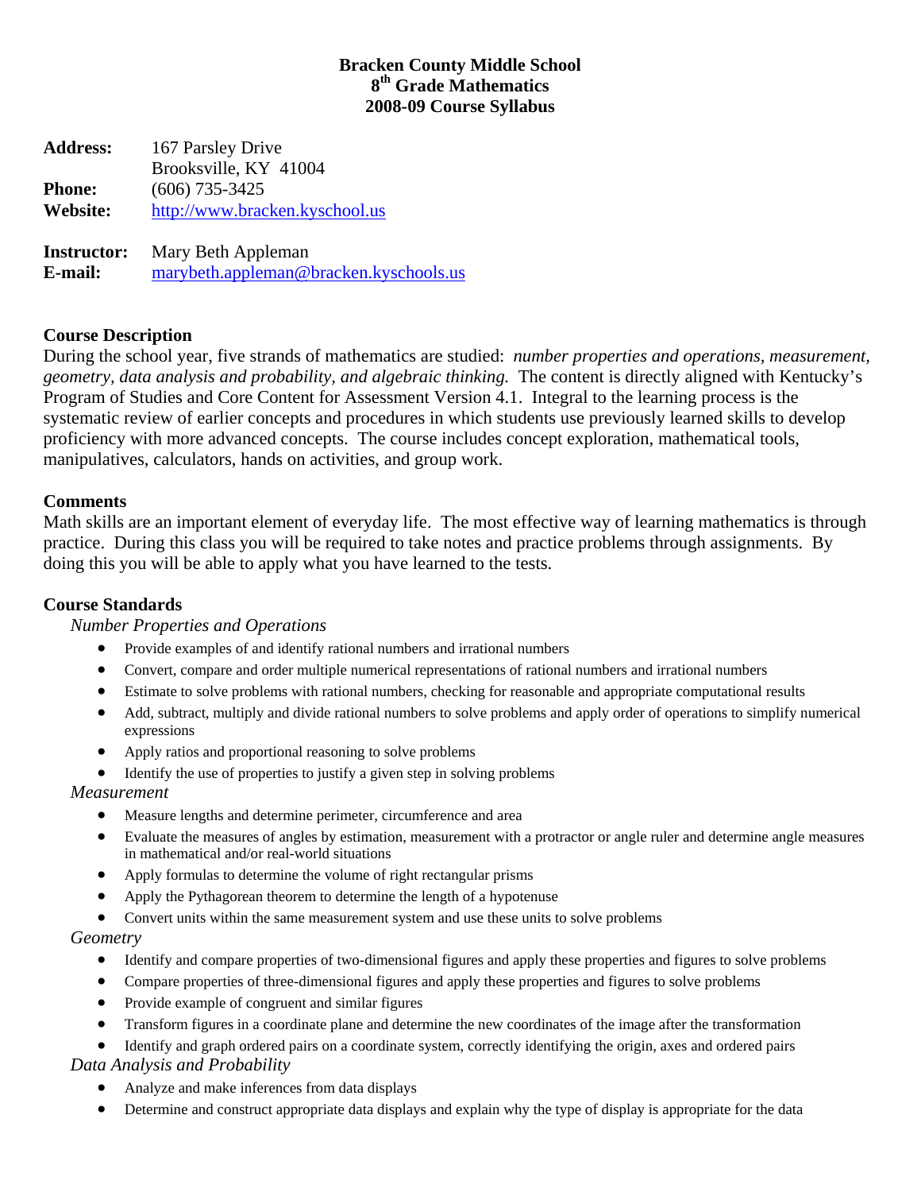# Bracken County Middle School
# 8th Grade Mathematics
# 2008-09 Course Syllabus

**Address:** 167 Parsley Drive
Brooksville, KY 41004

**Phone:** (606) 735-3425

**Website:** http://www.bracken.kyschool.us

**Instructor:** Mary Beth Appleman

**E-mail:** marybeth.appleman@bracken.kyschools.us

## Course Description

During the school year, five strands of mathematics are studied: *number properties and operations, measurement, geometry, data analysis and probability, and algebraic thinking.* The content is directly aligned with Kentucky's Program of Studies and Core Content for Assessment Version 4.1. Integral to the learning process is the systematic review of earlier concepts and procedures in which students use previously learned skills to develop proficiency with more advanced concepts. The course includes concept exploration, mathematical tools, manipulatives, calculators, hands on activities, and group work.

## Comments

Math skills are an important element of everyday life. The most effective way of learning mathematics is through practice. During this class you will be required to take notes and practice problems through assignments. By doing this you will be able to apply what you have learned to the tests.

## Course Standards

*Number Properties and Operations*

- Provide examples of and identify rational numbers and irrational numbers
- Convert, compare and order multiple numerical representations of rational numbers and irrational numbers
- Estimate to solve problems with rational numbers, checking for reasonable and appropriate computational results
- Add, subtract, multiply and divide rational numbers to solve problems and apply order of operations to simplify numerical expressions
- Apply ratios and proportional reasoning to solve problems
- Identify the use of properties to justify a given step in solving problems

*Measurement*

- Measure lengths and determine perimeter, circumference and area
- Evaluate the measures of angles by estimation, measurement with a protractor or angle ruler and determine angle measures in mathematical and/or real-world situations
- Apply formulas to determine the volume of right rectangular prisms
- Apply the Pythagorean theorem to determine the length of a hypotenuse
- Convert units within the same measurement system and use these units to solve problems

*Geometry*

- Identify and compare properties of two-dimensional figures and apply these properties and figures to solve problems
- Compare properties of three-dimensional figures and apply these properties and figures to solve problems
- Provide example of congruent and similar figures
- Transform figures in a coordinate plane and determine the new coordinates of the image after the transformation
- Identify and graph ordered pairs on a coordinate system, correctly identifying the origin, axes and ordered pairs

*Data Analysis and Probability*

- Analyze and make inferences from data displays
- Determine and construct appropriate data displays and explain why the type of display is appropriate for the data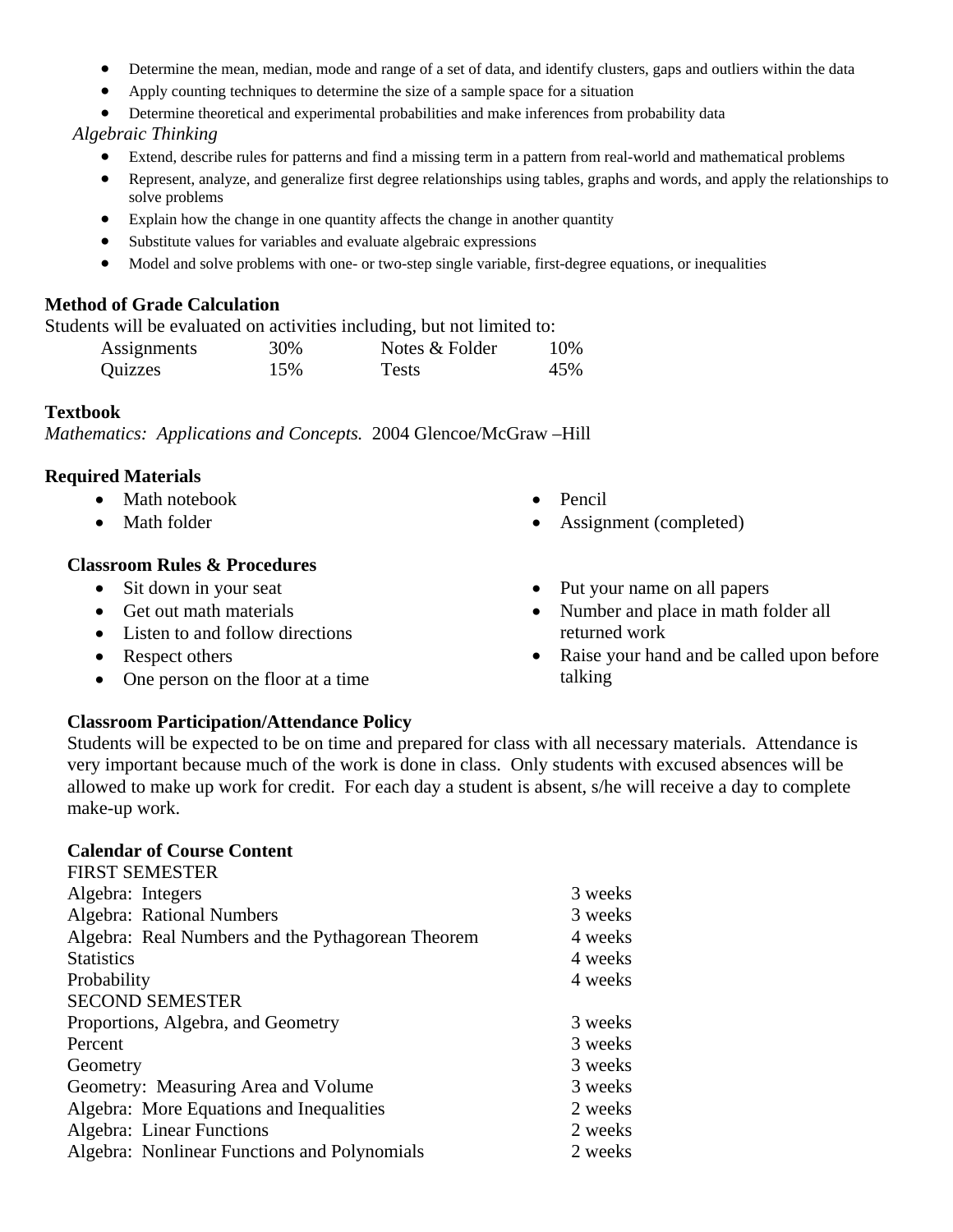- Determine the mean, median, mode and range of a set of data, and identify clusters, gaps and outliers within the data
- Apply counting techniques to determine the size of a sample space for a situation
- Determine theoretical and experimental probabilities and make inferences from probability data

*Algebraic Thinking*

- Extend, describe rules for patterns and find a missing term in a pattern from real-world and mathematical problems
- Represent, analyze, and generalize first degree relationships using tables, graphs and words, and apply the relationships to solve problems
- Explain how the change in one quantity affects the change in another quantity
- Substitute values for variables and evaluate algebraic expressions
- Model and solve problems with one- or two-step single variable, first-degree equations, or inequalities

**Method of Grade Calculation**

Students will be evaluated on activities including, but not limited to:

| | | | |
|---|---|---|---|
| Assignments | 30% | Notes & Folder | 10% |
| Quizzes | 15% | Tests | 45% |

**Textbook**

*Mathematics: Applications and Concepts.* 2004 Glencoe/McGraw –Hill

**Required Materials**

- Math notebook
- Math folder
- Pencil
- Assignment (completed)

**Classroom Rules & Procedures**

- Sit down in your seat
- Get out math materials
- Listen to and follow directions
- Respect others
- One person on the floor at a time
- Put your name on all papers
- Number and place in math folder all returned work
- Raise your hand and be called upon before talking

**Classroom Participation/Attendance Policy**

Students will be expected to be on time and prepared for class with all necessary materials. Attendance is very important because much of the work is done in class. Only students with excused absences will be allowed to make up work for credit. For each day a student is absent, s/he will receive a day to complete make-up work.

**Calendar of Course Content**

| | |
|---|---|
| FIRST SEMESTER | |
| Algebra: Integers | 3 weeks |
| Algebra: Rational Numbers | 3 weeks |
| Algebra: Real Numbers and the Pythagorean Theorem | 4 weeks |
| Statistics | 4 weeks |
| Probability | 4 weeks |
| SECOND SEMESTER | |
| Proportions, Algebra, and Geometry | 3 weeks |
| Percent | 3 weeks |
| Geometry | 3 weeks |
| Geometry: Measuring Area and Volume | 3 weeks |
| Algebra: More Equations and Inequalities | 2 weeks |
| Algebra: Linear Functions | 2 weeks |
| Algebra: Nonlinear Functions and Polynomials | 2 weeks |